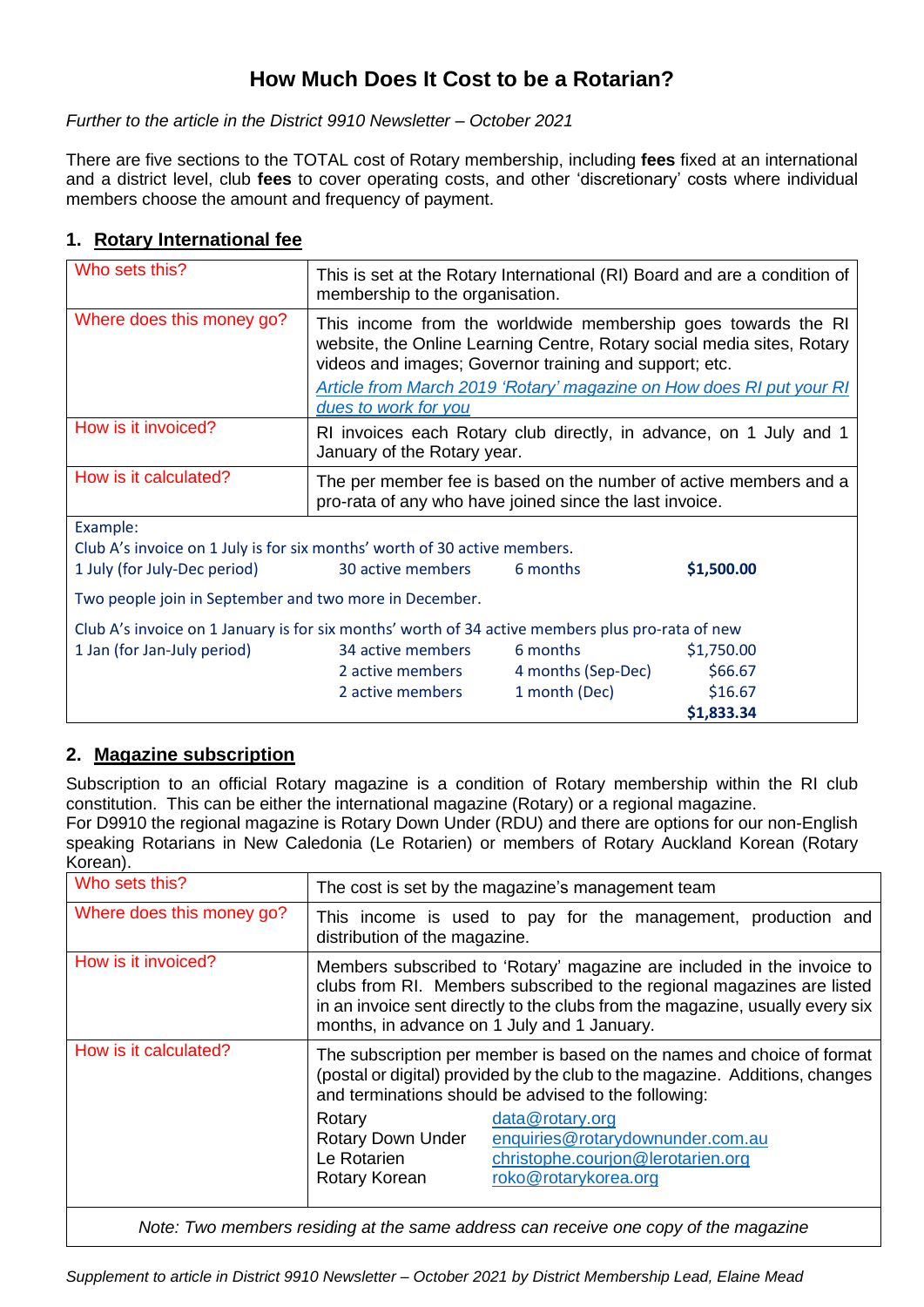# How Much Does It Cost to be a Rotarian?

*Further to the article in the District 9910 Newsletter – October 2021*

There are five sections to the TOTAL cost of Rotary membership, including **fees** fixed at an international and a district level, club **fees** to cover operating costs, and other 'discretionary' costs where individual members choose the amount and frequency of payment.

## 1. Rotary International fee

| | |
|---|---|
| Who sets this? | This is set at the Rotary International (RI) Board and are a condition of membership to the organisation. |
| Where does this money go? | This income from the worldwide membership goes towards the RI website, the Online Learning Centre, Rotary social media sites, Rotary videos and images; Governor training and support; etc. *Article from March 2019 'Rotary' magazine on How does RI put your RI dues to work for you* |
| How is it invoiced? | RI invoices each Rotary club directly, in advance, on 1 July and 1 January of the Rotary year. |
| How is it calculated? | The per member fee is based on the number of active members and a pro-rata of any who have joined since the last invoice. |

Example:

Club A's invoice on 1 July is for six months' worth of 30 active members.

| | | | |
|---|---|---|---|
| 1 July (for July-Dec period) | 30 active members | 6 months | **$1,500.00** |

Two people join in September and two more in December.

Club A's invoice on 1 January is for six months' worth of 34 active members plus pro-rata of new

| | | | |
|---|---|---|---|
| 1 Jan (for Jan-July period) | 34 active members | 6 months | $1,750.00 |
| | 2 active members | 4 months (Sep-Dec) | $66.67 |
| | 2 active members | 1 month (Dec) | $16.67 |
| | | | **$1,833.34** |

## 2. Magazine subscription

Subscription to an official Rotary magazine is a condition of Rotary membership within the RI club constitution. This can be either the international magazine (Rotary) or a regional magazine.
For D9910 the regional magazine is Rotary Down Under (RDU) and there are options for our non-English speaking Rotarians in New Caledonia (Le Rotarien) or members of Rotary Auckland Korean (Rotary Korean).

| | |
|---|---|
| Who sets this? | The cost is set by the magazine's management team |
| Where does this money go? | This income is used to pay for the management, production and distribution of the magazine. |
| How is it invoiced? | Members subscribed to 'Rotary' magazine are included in the invoice to clubs from RI. Members subscribed to the regional magazines are listed in an invoice sent directly to the clubs from the magazine, usually every six months, in advance on 1 July and 1 January. |
| How is it calculated? | The subscription per member is based on the names and choice of format (postal or digital) provided by the club to the magazine. Additions, changes and terminations should be advised to the following:<br>Rotary: data@rotary.org<br>Rotary Down Under: enquiries@rotarydownunder.com.au<br>Le Rotarien: christophe.courjon@lerotarien.org<br>Rotary Korean: roko@rotarykorea.org |

*Note: Two members residing at the same address can receive one copy of the magazine*

*Supplement to article in District 9910 Newsletter – October 2021 by District Membership Lead, Elaine Mead*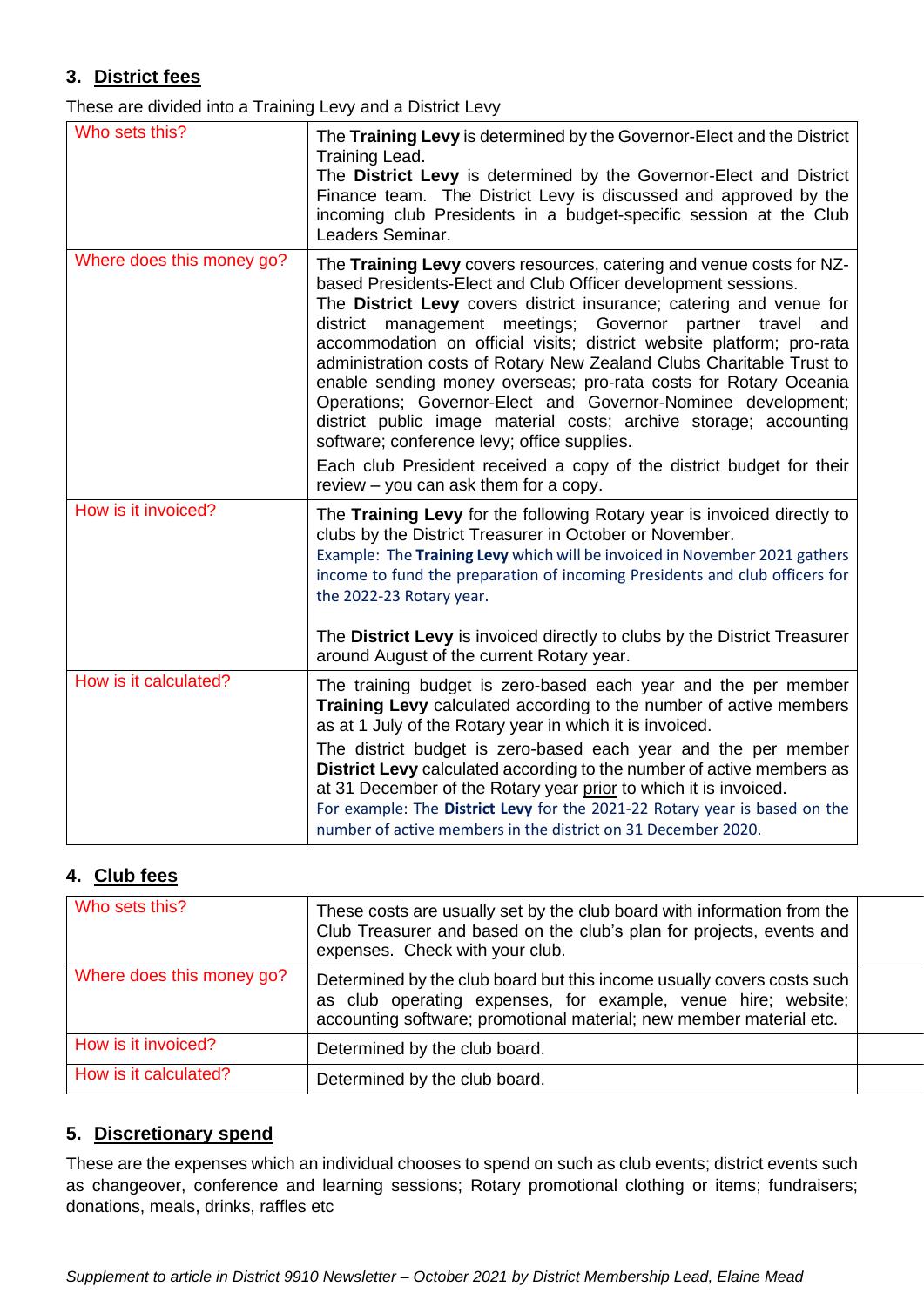### 3. District fees

These are divided into a Training Levy and a District Levy

| | |
|---|---|
| Who sets this? | The **Training Levy** is determined by the Governor-Elect and the District Training Lead.<br>The **District Levy** is determined by the Governor-Elect and District Finance team. The District Levy is discussed and approved by the incoming club Presidents in a budget-specific session at the Club Leaders Seminar. |
| Where does this money go? | The **Training Levy** covers resources, catering and venue costs for NZ-based Presidents-Elect and Club Officer development sessions.<br>The **District Levy** covers district insurance; catering and venue for district management meetings; Governor partner travel and accommodation on official visits; district website platform; pro-rata administration costs of Rotary New Zealand Clubs Charitable Trust to enable sending money overseas; pro-rata costs for Rotary Oceania Operations; Governor-Elect and Governor-Nominee development; district public image material costs; archive storage; accounting software; conference levy; office supplies.<br>Each club President received a copy of the district budget for their review – you can ask them for a copy. |
| How is it invoiced? | The **Training Levy** for the following Rotary year is invoiced directly to clubs by the District Treasurer in October or November.<br>Example: The **Training Levy** which will be invoiced in November 2021 gathers income to fund the preparation of incoming Presidents and club officers for the 2022-23 Rotary year.<br><br>The **District Levy** is invoiced directly to clubs by the District Treasurer around August of the current Rotary year. |
| How is it calculated? | The training budget is zero-based each year and the per member **Training Levy** calculated according to the number of active members as at 1 July of the Rotary year in which it is invoiced.<br>The district budget is zero-based each year and the per member **District Levy** calculated according to the number of active members as at 31 December of the Rotary year prior to which it is invoiced.<br>For example: The **District Levy** for the 2021-22 Rotary year is based on the number of active members in the district on 31 December 2020. |

### 4. Club fees

| | |
|---|---|
| Who sets this? | These costs are usually set by the club board with information from the Club Treasurer and based on the club's plan for projects, events and expenses. Check with your club. |
| Where does this money go? | Determined by the club board but this income usually covers costs such as club operating expenses, for example, venue hire; website; accounting software; promotional material; new member material etc. |
| How is it invoiced? | Determined by the club board. |
| How is it calculated? | Determined by the club board. |

### 5. Discretionary spend

These are the expenses which an individual chooses to spend on such as club events; district events such as changeover, conference and learning sessions; Rotary promotional clothing or items; fundraisers; donations, meals, drinks, raffles etc

*Supplement to article in District 9910 Newsletter – October 2021 by District Membership Lead, Elaine Mead*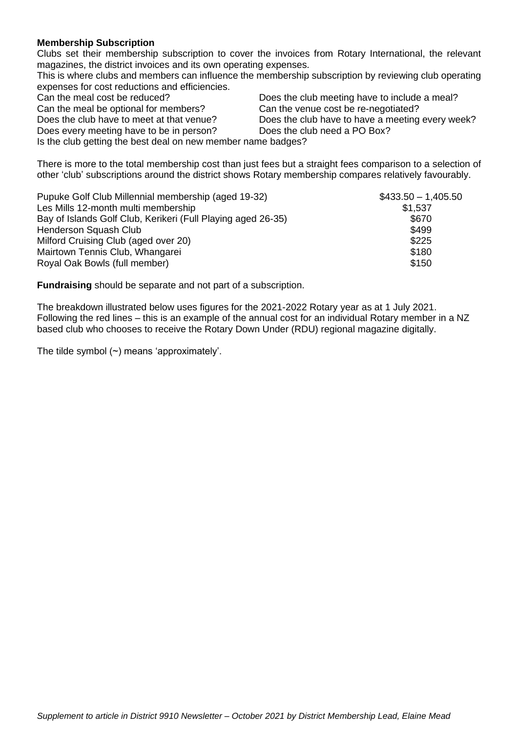**Membership Subscription**

Clubs set their membership subscription to cover the invoices from Rotary International, the relevant magazines, the district invoices and its own operating expenses.

This is where clubs and members can influence the membership subscription by reviewing club operating expenses for cost reductions and efficiencies.

- Can the meal cost be reduced?
- Does the club meeting have to include a meal?
- Can the meal be optional for members?
- Can the venue cost be re-negotiated?
- Does the club have to meet at that venue?
- Does the club have to have a meeting every week?
- Does every meeting have to be in person?
- Does the club need a PO Box?
- Is the club getting the best deal on new member name badges?

There is more to the total membership cost than just fees but a straight fees comparison to a selection of other 'club' subscriptions around the district shows Rotary membership compares relatively favourably.

| Club | Fee |
|---|---|
| Pupuke Golf Club Millennial membership (aged 19-32) | $433.50 – 1,405.50 |
| Les Mills 12-month multi membership | $1,537 |
| Bay of Islands Golf Club, Kerikeri (Full Playing aged 26-35) | $670 |
| Henderson Squash Club | $499 |
| Milford Cruising Club (aged over 20) | $225 |
| Mairtown Tennis Club, Whangarei | $180 |
| Royal Oak Bowls (full member) | $150 |

**Fundraising** should be separate and not part of a subscription.

The breakdown illustrated below uses figures for the 2021-2022 Rotary year as at 1 July 2021. Following the red lines – this is an example of the annual cost for an individual Rotary member in a NZ based club who chooses to receive the Rotary Down Under (RDU) regional magazine digitally.

The tilde symbol (~) means 'approximately'.

*Supplement to article in District 9910 Newsletter – October 2021 by District Membership Lead, Elaine Mead*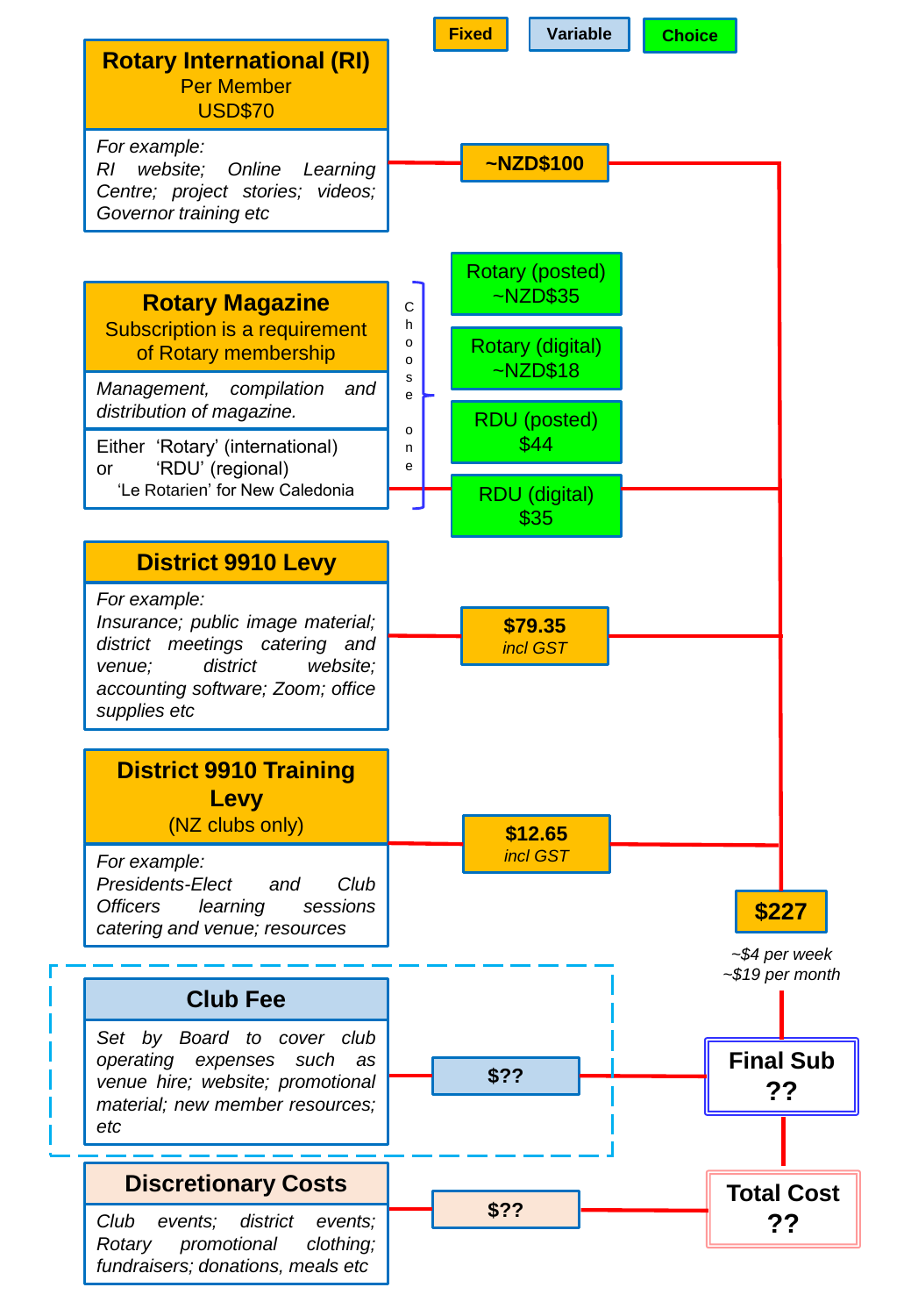Fixed

Variable

Choice

## Rotary International (RI)

Per Member

USD$70

*For example:*
*RI website; Online Learning Centre; project stories; videos; Governor training etc*

~NZD$100

## Rotary Magazine

Subscription is a requirement of Rotary membership

*Management, compilation and distribution of magazine.*

Either 'Rotary' (international)
or 'RDU' (regional)
'Le Rotarien' for New Caledonia

Choose one

- Rotary (posted) ~NZD$35
- Rotary (digital) ~NZD$18
- RDU (posted) $44
- RDU (digital) $35

## District 9910 Levy

*For example:*
*Insurance; public image material; district meetings catering and venue; district website; accounting software; Zoom; office supplies etc*

$79.35
*incl GST*

## District 9910 Training Levy

(NZ clubs only)

*For example:*
*Presidents-Elect and Club Officers learning sessions catering and venue; resources*

$12.65
*incl GST*

**$227**

*~$4 per week*
*~$19 per month*

## Club Fee

*Set by Board to cover club operating expenses such as venue hire; website; promotional material; new member resources; etc*

$??

**Final Sub ??**

## Discretionary Costs

*Club events; district events; Rotary promotional clothing; fundraisers; donations, meals etc*

$??

**Total Cost ??**